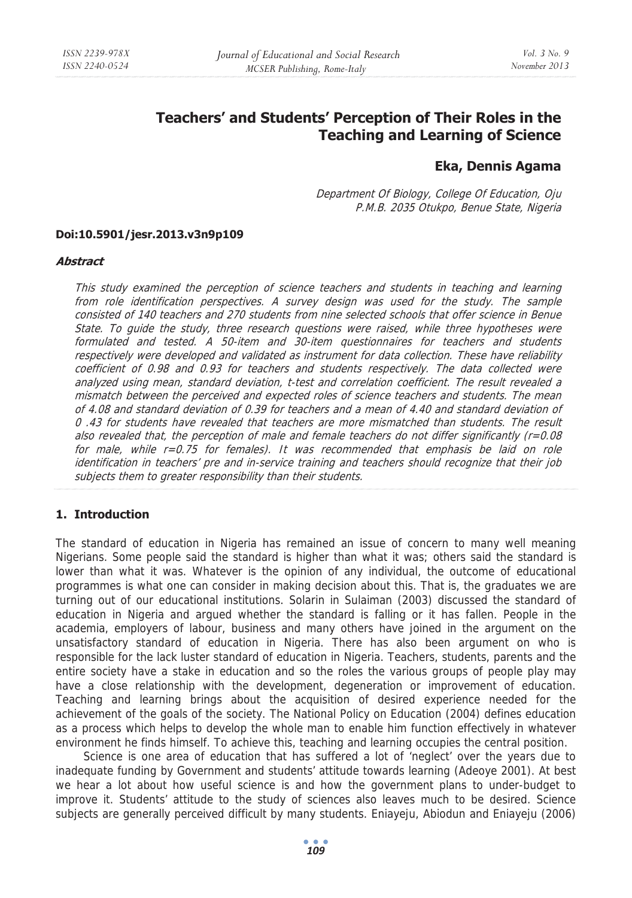# Teachers' and Students' Perception of Their Roles in the Teaching and Learning of Science

**Eka, Dennis Agama**

*Department Of Biology, College Of Education, Oju*
*P.M.B. 2035 Otukpo, Benue State, Nigeria*

**Doi:10.5901/jesr.2013.v3n9p109**

***Abstract***

*This study examined the perception of science teachers and students in teaching and learning from role identification perspectives. A survey design was used for the study. The sample consisted of 140 teachers and 270 students from nine selected schools that offer science in Benue State. To guide the study, three research questions were raised, while three hypotheses were formulated and tested. A 50-item and 30-item questionnaires for teachers and students respectively were developed and validated as instrument for data collection. These have reliability coefficient of 0.98 and 0.93 for teachers and students respectively. The data collected were analyzed using mean, standard deviation, t-test and correlation coefficient. The result revealed a mismatch between the perceived and expected roles of science teachers and students. The mean of 4.08 and standard deviation of 0.39 for teachers and a mean of 4.40 and standard deviation of 0 .43 for students have revealed that teachers are more mismatched than students. The result also revealed that, the perception of male and female teachers do not differ significantly (r=0.08 for male, while r=0.75 for females). It was recommended that emphasis be laid on role identification in teachers' pre and in-service training and teachers should recognize that their job subjects them to greater responsibility than their students.*

## 1. Introduction

The standard of education in Nigeria has remained an issue of concern to many well meaning Nigerians. Some people said the standard is higher than what it was; others said the standard is lower than what it was. Whatever is the opinion of any individual, the outcome of educational programmes is what one can consider in making decision about this. That is, the graduates we are turning out of our educational institutions. Solarin in Sulaiman (2003) discussed the standard of education in Nigeria and argued whether the standard is falling or it has fallen. People in the academia, employers of labour, business and many others have joined in the argument on the unsatisfactory standard of education in Nigeria. There has also been argument on who is responsible for the lack luster standard of education in Nigeria. Teachers, students, parents and the entire society have a stake in education and so the roles the various groups of people play may have a close relationship with the development, degeneration or improvement of education. Teaching and learning brings about the acquisition of desired experience needed for the achievement of the goals of the society. The National Policy on Education (2004) defines education as a process which helps to develop the whole man to enable him function effectively in whatever environment he finds himself. To achieve this, teaching and learning occupies the central position.

Science is one area of education that has suffered a lot of 'neglect' over the years due to inadequate funding by Government and students' attitude towards learning (Adeoye 2001). At best we hear a lot about how useful science is and how the government plans to under-budget to improve it. Students' attitude to the study of sciences also leaves much to be desired. Science subjects are generally perceived difficult by many students. Eniayeju, Abiodun and Eniayeju (2006)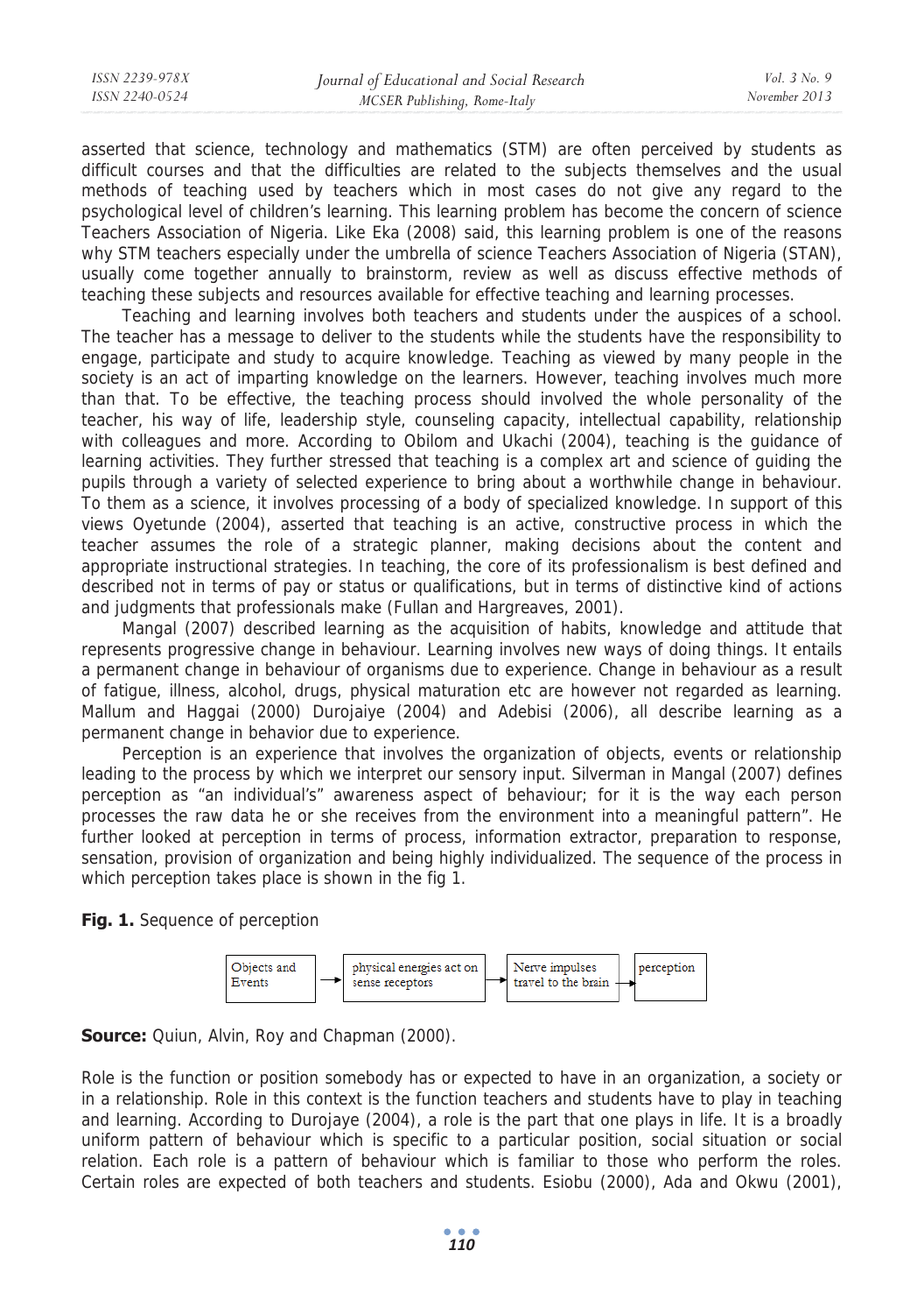asserted that science, technology and mathematics (STM) are often perceived by students as difficult courses and that the difficulties are related to the subjects themselves and the usual methods of teaching used by teachers which in most cases do not give any regard to the psychological level of children's learning. This learning problem has become the concern of science Teachers Association of Nigeria. Like Eka (2008) said, this learning problem is one of the reasons why STM teachers especially under the umbrella of science Teachers Association of Nigeria (STAN), usually come together annually to brainstorm, review as well as discuss effective methods of teaching these subjects and resources available for effective teaching and learning processes.

Teaching and learning involves both teachers and students under the auspices of a school. The teacher has a message to deliver to the students while the students have the responsibility to engage, participate and study to acquire knowledge. Teaching as viewed by many people in the society is an act of imparting knowledge on the learners. However, teaching involves much more than that. To be effective, the teaching process should involved the whole personality of the teacher, his way of life, leadership style, counseling capacity, intellectual capability, relationship with colleagues and more. According to Obilom and Ukachi (2004), teaching is the guidance of learning activities. They further stressed that teaching is a complex art and science of guiding the pupils through a variety of selected experience to bring about a worthwhile change in behaviour. To them as a science, it involves processing of a body of specialized knowledge. In support of this views Oyetunde (2004), asserted that teaching is an active, constructive process in which the teacher assumes the role of a strategic planner, making decisions about the content and appropriate instructional strategies. In teaching, the core of its professionalism is best defined and described not in terms of pay or status or qualifications, but in terms of distinctive kind of actions and judgments that professionals make (Fullan and Hargreaves, 2001).

Mangal (2007) described learning as the acquisition of habits, knowledge and attitude that represents progressive change in behaviour. Learning involves new ways of doing things. It entails a permanent change in behaviour of organisms due to experience. Change in behaviour as a result of fatigue, illness, alcohol, drugs, physical maturation etc are however not regarded as learning. Mallum and Haggai (2000) Durojaiye (2004) and Adebisi (2006), all describe learning as a permanent change in behavior due to experience.

Perception is an experience that involves the organization of objects, events or relationship leading to the process by which we interpret our sensory input. Silverman in Mangal (2007) defines perception as "an individual's" awareness aspect of behaviour; for it is the way each person processes the raw data he or she receives from the environment into a meaningful pattern". He further looked at perception in terms of process, information extractor, preparation to response, sensation, provision of organization and being highly individualized. The sequence of the process in which perception takes place is shown in the fig 1.

**Fig. 1.** Sequence of perception

Objects and Events → physical energies act on sense receptors → Nerve impulses travel to the brain → perception

**Source:** Quiun, Alvin, Roy and Chapman (2000).

Role is the function or position somebody has or expected to have in an organization, a society or in a relationship. Role in this context is the function teachers and students have to play in teaching and learning. According to Durojaye (2004), a role is the part that one plays in life. It is a broadly uniform pattern of behaviour which is specific to a particular position, social situation or social relation. Each role is a pattern of behaviour which is familiar to those who perform the roles. Certain roles are expected of both teachers and students. Esiobu (2000), Ada and Okwu (2001),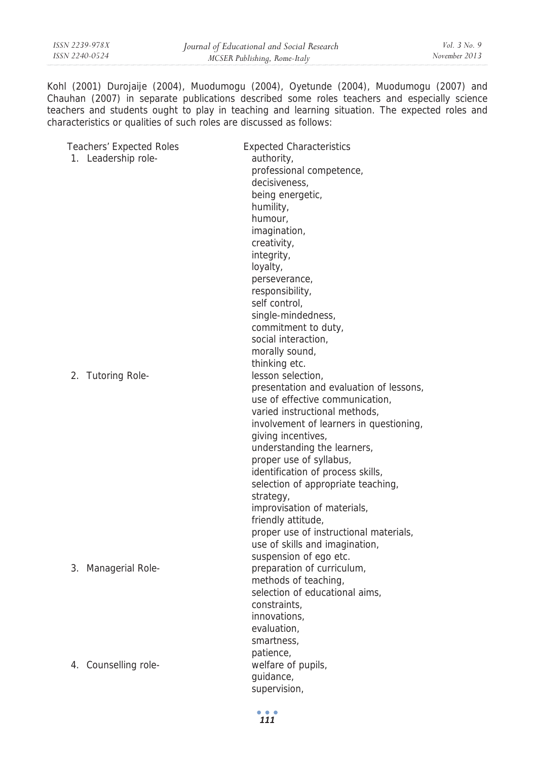Kohl (2001) Durojaije (2004), Muodumogu (2004), Oyetunde (2004), Muodumogu (2007) and Chauhan (2007) in separate publications described some roles teachers and especially science teachers and students ought to play in teaching and learning situation. The expected roles and characteristics or qualities of such roles are discussed as follows:

| Teachers' Expected Roles | Expected Characteristics |
|---|---|
| 1. Leadership role- | authority,<br>professional competence,<br>decisiveness,<br>being energetic,<br>humility,<br>humour,<br>imagination,<br>creativity,<br>integrity,<br>loyalty,<br>perseverance,<br>responsibility,<br>self control,<br>single-mindedness,<br>commitment to duty,<br>social interaction,<br>morally sound,<br>thinking etc. |
| 2. Tutoring Role- | lesson selection,<br>presentation and evaluation of lessons,<br>use of effective communication,<br>varied instructional methods,<br>involvement of learners in questioning,<br>giving incentives,<br>understanding the learners,<br>proper use of syllabus,<br>identification of process skills,<br>selection of appropriate teaching,<br>strategy,<br>improvisation of materials,<br>friendly attitude,<br>proper use of instructional materials,<br>use of skills and imagination,<br>suspension of ego etc. |
| 3. Managerial Role- | preparation of curriculum,<br>methods of teaching,<br>selection of educational aims,<br>constraints,<br>innovations,<br>evaluation,<br>smartness,<br>patience, |
| 4. Counselling role- | welfare of pupils,<br>guidance,<br>supervision, |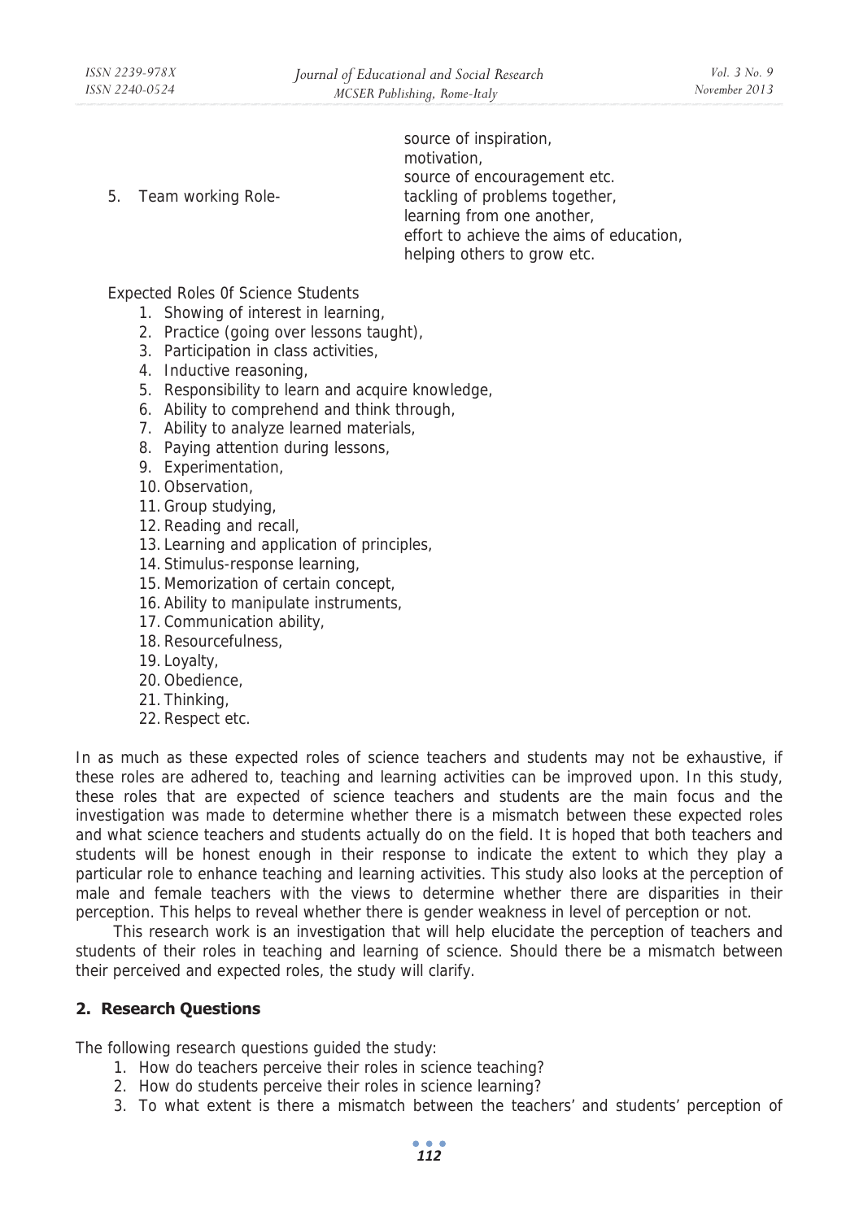source of inspiration,
motivation,
source of encouragement etc.

5. Team working Role- tackling of problems together,
   learning from one another,
   effort to achieve the aims of education,
   helping others to grow etc.

Expected Roles 0f Science Students

1. Showing of interest in learning,
2. Practice (going over lessons taught),
3. Participation in class activities,
4. Inductive reasoning,
5. Responsibility to learn and acquire knowledge,
6. Ability to comprehend and think through,
7. Ability to analyze learned materials,
8. Paying attention during lessons,
9. Experimentation,
10. Observation,
11. Group studying,
12. Reading and recall,
13. Learning and application of principles,
14. Stimulus-response learning,
15. Memorization of certain concept,
16. Ability to manipulate instruments,
17. Communication ability,
18. Resourcefulness,
19. Loyalty,
20. Obedience,
21. Thinking,
22. Respect etc.

In as much as these expected roles of science teachers and students may not be exhaustive, if these roles are adhered to, teaching and learning activities can be improved upon. In this study, these roles that are expected of science teachers and students are the main focus and the investigation was made to determine whether there is a mismatch between these expected roles and what science teachers and students actually do on the field. It is hoped that both teachers and students will be honest enough in their response to indicate the extent to which they play a particular role to enhance teaching and learning activities. This study also looks at the perception of male and female teachers with the views to determine whether there are disparities in their perception. This helps to reveal whether there is gender weakness in level of perception or not.

This research work is an investigation that will help elucidate the perception of teachers and students of their roles in teaching and learning of science. Should there be a mismatch between their perceived and expected roles, the study will clarify.

## 2. Research Questions

The following research questions guided the study:

1. How do teachers perceive their roles in science teaching?
2. How do students perceive their roles in science learning?
3. To what extent is there a mismatch between the teachers' and students' perception of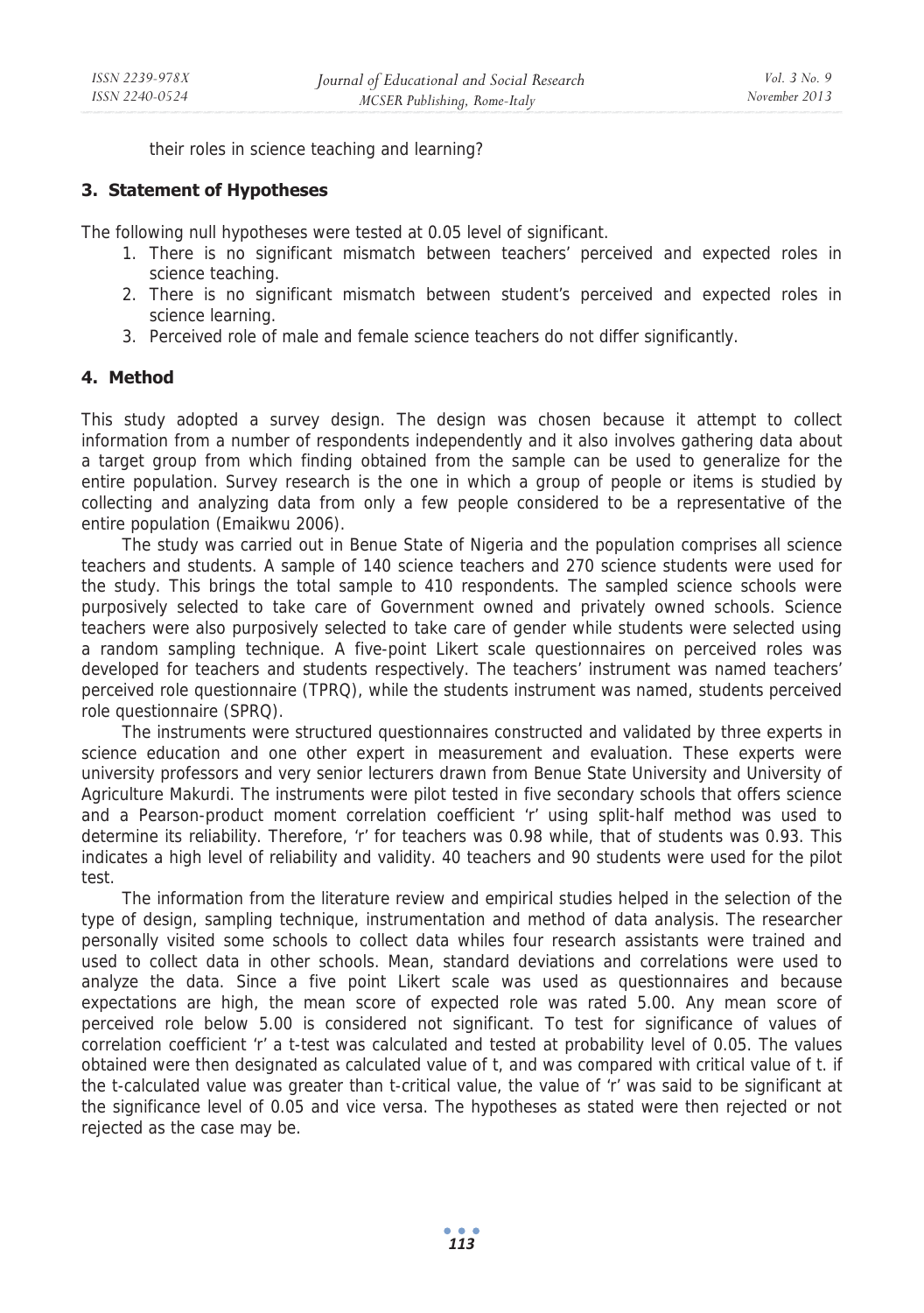their roles in science teaching and learning?

## 3. Statement of Hypotheses

The following null hypotheses were tested at 0.05 level of significant.

1. There is no significant mismatch between teachers' perceived and expected roles in science teaching.
2. There is no significant mismatch between student's perceived and expected roles in science learning.
3. Perceived role of male and female science teachers do not differ significantly.

## 4. Method

This study adopted a survey design. The design was chosen because it attempt to collect information from a number of respondents independently and it also involves gathering data about a target group from which finding obtained from the sample can be used to generalize for the entire population. Survey research is the one in which a group of people or items is studied by collecting and analyzing data from only a few people considered to be a representative of the entire population (Emaikwu 2006).

The study was carried out in Benue State of Nigeria and the population comprises all science teachers and students. A sample of 140 science teachers and 270 science students were used for the study. This brings the total sample to 410 respondents. The sampled science schools were purposively selected to take care of Government owned and privately owned schools. Science teachers were also purposively selected to take care of gender while students were selected using a random sampling technique. A five-point Likert scale questionnaires on perceived roles was developed for teachers and students respectively. The teachers' instrument was named teachers' perceived role questionnaire (TPRQ), while the students instrument was named, students perceived role questionnaire (SPRQ).

The instruments were structured questionnaires constructed and validated by three experts in science education and one other expert in measurement and evaluation. These experts were university professors and very senior lecturers drawn from Benue State University and University of Agriculture Makurdi. The instruments were pilot tested in five secondary schools that offers science and a Pearson-product moment correlation coefficient 'r' using split-half method was used to determine its reliability. Therefore, 'r' for teachers was 0.98 while, that of students was 0.93. This indicates a high level of reliability and validity. 40 teachers and 90 students were used for the pilot test.

The information from the literature review and empirical studies helped in the selection of the type of design, sampling technique, instrumentation and method of data analysis. The researcher personally visited some schools to collect data whiles four research assistants were trained and used to collect data in other schools. Mean, standard deviations and correlations were used to analyze the data. Since a five point Likert scale was used as questionnaires and because expectations are high, the mean score of expected role was rated 5.00. Any mean score of perceived role below 5.00 is considered not significant. To test for significance of values of correlation coefficient 'r' a t-test was calculated and tested at probability level of 0.05. The values obtained were then designated as calculated value of t, and was compared with critical value of t. if the t-calculated value was greater than t-critical value, the value of 'r' was said to be significant at the significance level of 0.05 and vice versa. The hypotheses as stated were then rejected or not rejected as the case may be.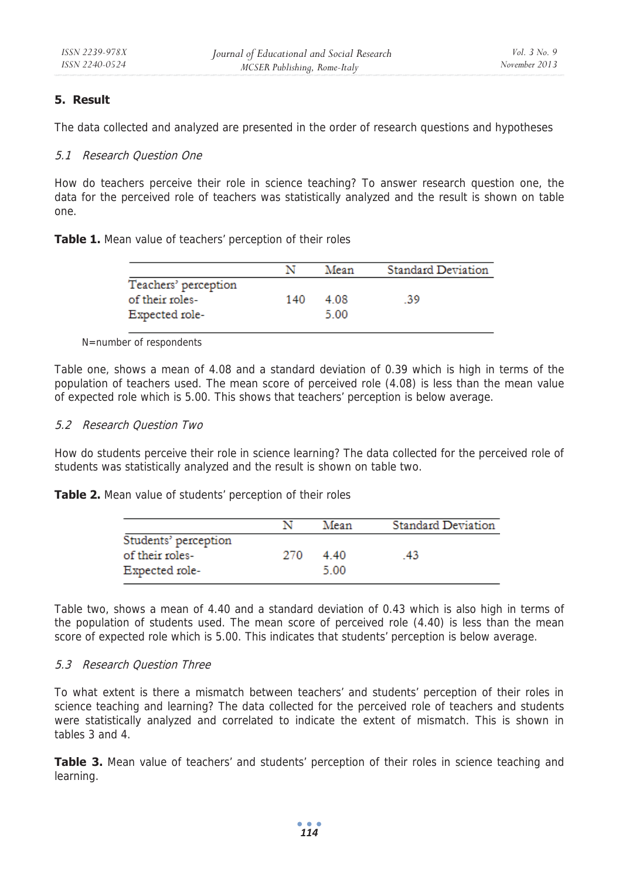## 5. Result

The data collected and analyzed are presented in the order of research questions and hypotheses

### *5.1 Research Question One*

How do teachers perceive their role in science teaching? To answer research question one, the data for the perceived role of teachers was statistically analyzed and the result is shown on table one.

**Table 1.** Mean value of teachers' perception of their roles

| | N | Mean | Standard Deviation |
|---|---|---|---|
| Teachers' perception of their roles- | 140 | 4.08 | .39 |
| Expected role- | | 5.00 | |

N=number of respondents

Table one, shows a mean of 4.08 and a standard deviation of 0.39 which is high in terms of the population of teachers used. The mean score of perceived role (4.08) is less than the mean value of expected role which is 5.00. This shows that teachers' perception is below average.

### *5.2 Research Question Two*

How do students perceive their role in science learning? The data collected for the perceived role of students was statistically analyzed and the result is shown on table two.

**Table 2.** Mean value of students' perception of their roles

| | N | Mean | Standard Deviation |
|---|---|---|---|
| Students' perception of their roles- | 270 | 4.40 | .43 |
| Expected role- | | 5.00 | |

Table two, shows a mean of 4.40 and a standard deviation of 0.43 which is also high in terms of the population of students used. The mean score of perceived role (4.40) is less than the mean score of expected role which is 5.00. This indicates that students' perception is below average.

### *5.3 Research Question Three*

To what extent is there a mismatch between teachers' and students' perception of their roles in science teaching and learning? The data collected for the perceived role of teachers and students were statistically analyzed and correlated to indicate the extent of mismatch. This is shown in tables 3 and 4.

**Table 3.** Mean value of teachers' and students' perception of their roles in science teaching and learning.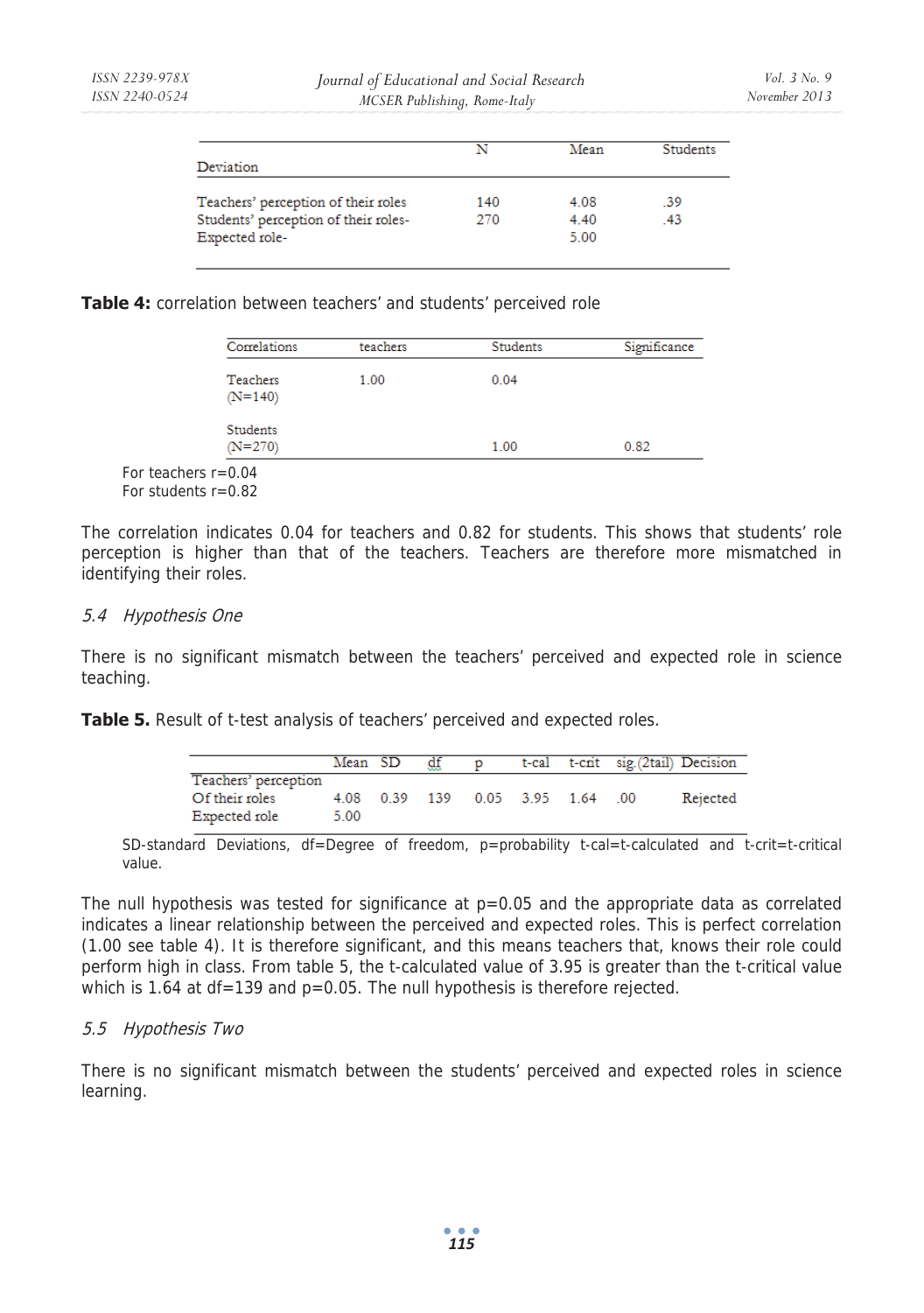| Deviation | N | Mean | Students |
|---|---|---|---|
| Teachers' perception of their roles | 140 | 4.08 | .39 |
| Students' perception of their roles- | 270 | 4.40 | .43 |
| Expected role- | | 5.00 | |

**Table 4:** correlation between teachers' and students' perceived role

| Correlations | teachers | Students | Significance |
|---|---|---|---|
| Teachers (N=140) | 1.00 | 0.04 | |
| Students (N=270) | | 1.00 | 0.82 |

For teachers r=0.04
For students r=0.82

The correlation indicates 0.04 for teachers and 0.82 for students. This shows that students' role perception is higher than that of the teachers. Teachers are therefore more mismatched in identifying their roles.

### 5.4 Hypothesis One

There is no significant mismatch between the teachers' perceived and expected role in science teaching.

**Table 5.** Result of t-test analysis of teachers' perceived and expected roles.

| | Mean | SD | df | p | t-cal | t-crit | sig.(2tail) | Decision |
|---|---|---|---|---|---|---|---|---|
| Teachers' perception Of their roles | 4.08 | 0.39 | 139 | 0.05 | 3.95 | 1.64 | .00 | Rejected |
| Expected role | 5.00 | | | | | | | |

SD-standard Deviations, df=Degree of freedom, p=probability t-cal=t-calculated and t-crit=t-critical value.

The null hypothesis was tested for significance at p=0.05 and the appropriate data as correlated indicates a linear relationship between the perceived and expected roles. This is perfect correlation (1.00 see table 4). It is therefore significant, and this means teachers that, knows their role could perform high in class. From table 5, the t-calculated value of 3.95 is greater than the t-critical value which is 1.64 at df=139 and p=0.05. The null hypothesis is therefore rejected.

### 5.5 Hypothesis Two

There is no significant mismatch between the students' perceived and expected roles in science learning.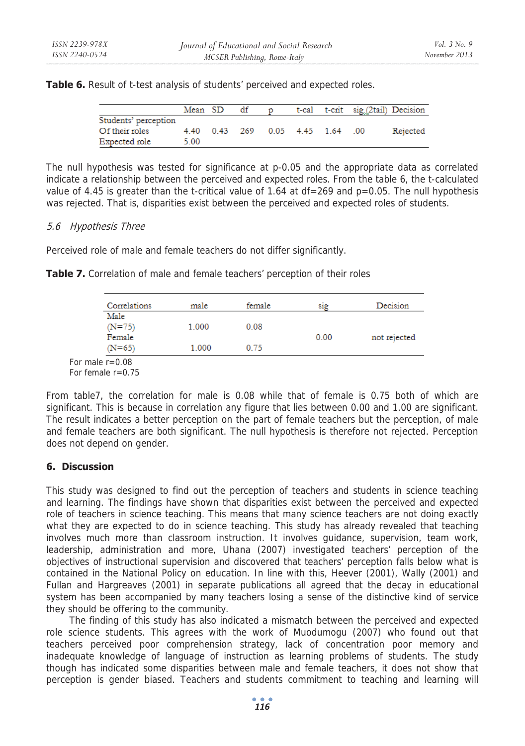**Table 6.** Result of t-test analysis of students' perceived and expected roles.

| | Mean | SD | df | p | t-cal | t-crit | sig.(2tail) | Decision |
|---|---|---|---|---|---|---|---|---|
| Students' perception Of their roles | 4.40 | 0.43 | 269 | 0.05 | 4.45 | 1.64 | .00 | Rejected |
| Expected role | 5.00 | | | | | | | |

The null hypothesis was tested for significance at p-0.05 and the appropriate data as correlated indicate a relationship between the perceived and expected roles. From the table 6, the t-calculated value of 4.45 is greater than the t-critical value of 1.64 at df=269 and p=0.05. The null hypothesis was rejected. That is, disparities exist between the perceived and expected roles of students.

### *5.6 Hypothesis Three*

Perceived role of male and female teachers do not differ significantly.

**Table 7.** Correlation of male and female teachers' perception of their roles

| Correlations | male | female | sig | Decision |
|---|---|---|---|---|
| Male (N=75) | 1.000 | 0.08 | | |
| Female (N=65) | 1.000 | 0.75 | 0.00 | not rejected |

For male r=0.08
For female r=0.75

From table7, the correlation for male is 0.08 while that of female is 0.75 both of which are significant. This is because in correlation any figure that lies between 0.00 and 1.00 are significant. The result indicates a better perception on the part of female teachers but the perception, of male and female teachers are both significant. The null hypothesis is therefore not rejected. Perception does not depend on gender.

## 6. Discussion

This study was designed to find out the perception of teachers and students in science teaching and learning. The findings have shown that disparities exist between the perceived and expected role of teachers in science teaching. This means that many science teachers are not doing exactly what they are expected to do in science teaching. This study has already revealed that teaching involves much more than classroom instruction. It involves guidance, supervision, team work, leadership, administration and more, Uhana (2007) investigated teachers' perception of the objectives of instructional supervision and discovered that teachers' perception falls below what is contained in the National Policy on education. In line with this, Heever (2001), Wally (2001) and Fullan and Hargreaves (2001) in separate publications all agreed that the decay in educational system has been accompanied by many teachers losing a sense of the distinctive kind of service they should be offering to the community.

The finding of this study has also indicated a mismatch between the perceived and expected role science students. This agrees with the work of Muodumogu (2007) who found out that teachers perceived poor comprehension strategy, lack of concentration poor memory and inadequate knowledge of language of instruction as learning problems of students. The study though has indicated some disparities between male and female teachers, it does not show that perception is gender biased. Teachers and students commitment to teaching and learning will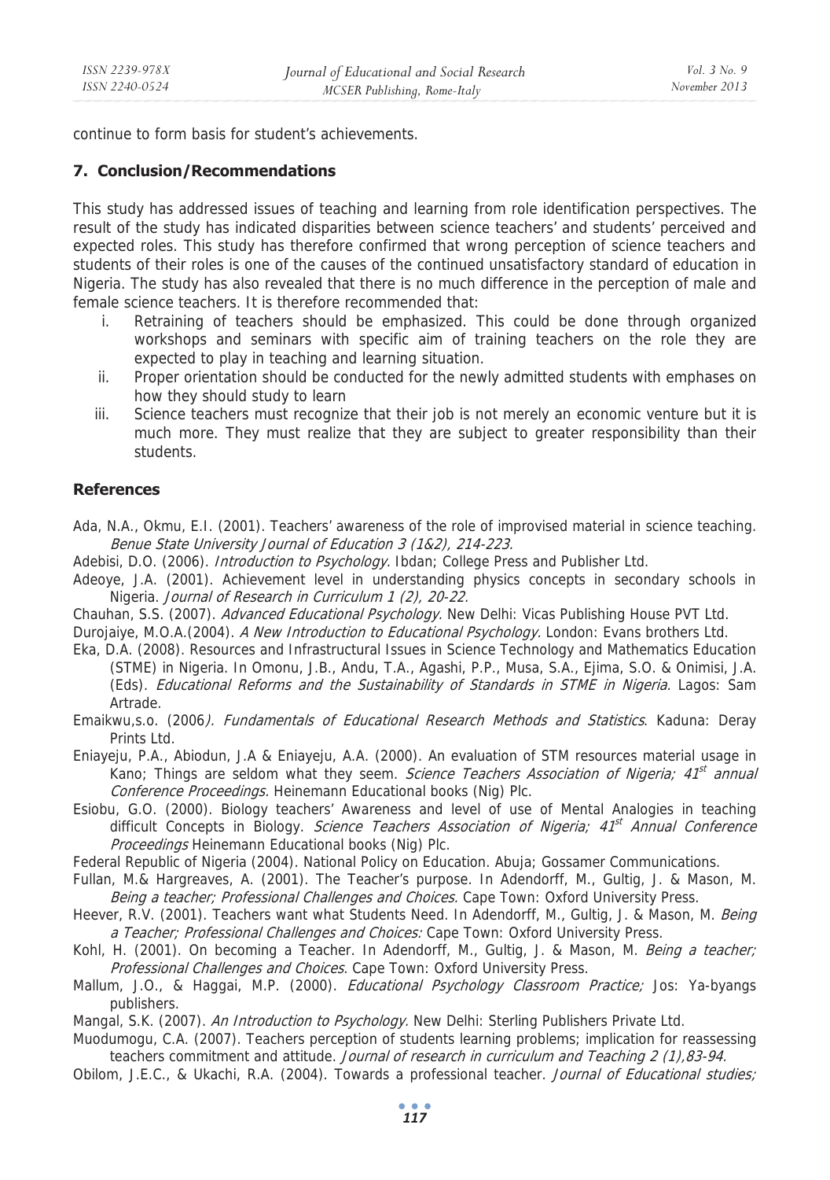continue to form basis for student's achievements.

## 7. Conclusion/Recommendations

This study has addressed issues of teaching and learning from role identification perspectives. The result of the study has indicated disparities between science teachers' and students' perceived and expected roles. This study has therefore confirmed that wrong perception of science teachers and students of their roles is one of the causes of the continued unsatisfactory standard of education in Nigeria. The study has also revealed that there is no much difference in the perception of male and female science teachers. It is therefore recommended that:

- i. Retraining of teachers should be emphasized. This could be done through organized workshops and seminars with specific aim of training teachers on the role they are expected to play in teaching and learning situation.
- ii. Proper orientation should be conducted for the newly admitted students with emphases on how they should study to learn
- iii. Science teachers must recognize that their job is not merely an economic venture but it is much more. They must realize that they are subject to greater responsibility than their students.

## References

Ada, N.A., Okmu, E.I. (2001). Teachers' awareness of the role of improvised material in science teaching. *Benue State University Journal of Education 3 (1&2), 214-223*.

Adebisi, D.O. (2006). *Introduction to Psychology.* Ibdan; College Press and Publisher Ltd.

Adeoye, J.A. (2001). Achievement level in understanding physics concepts in secondary schools in Nigeria. *Journal of Research in Curriculum 1 (2), 20-22.*

Chauhan, S.S. (2007). *Advanced Educational Psychology.* New Delhi: Vicas Publishing House PVT Ltd.

Durojaiye, M.O.A.(2004). *A New Introduction to Educational Psychology.* London: Evans brothers Ltd.

Eka, D.A. (2008). Resources and Infrastructural Issues in Science Technology and Mathematics Education (STME) in Nigeria. In Omonu, J.B., Andu, T.A., Agashi, P.P., Musa, S.A., Ejima, S.O. & Onimisi, J.A. (Eds). *Educational Reforms and the Sustainability of Standards in STME in Nigeria.* Lagos: Sam Artrade.

Emaikwu,s.o. (2006*). Fundamentals of Educational Research Methods and Statistics*. Kaduna: Deray Prints Ltd.

Eniayeju, P.A., Abiodun, J.A & Eniayeju, A.A. (2000). An evaluation of STM resources material usage in Kano; Things are seldom what they seem. *Science Teachers Association of Nigeria; 41st annual Conference Proceedings.* Heinemann Educational books (Nig) Plc.

Esiobu, G.O. (2000). Biology teachers' Awareness and level of use of Mental Analogies in teaching difficult Concepts in Biology. *Science Teachers Association of Nigeria; 41st Annual Conference Proceedings* Heinemann Educational books (Nig) Plc.

Federal Republic of Nigeria (2004). National Policy on Education. Abuja; Gossamer Communications.

Fullan, M.& Hargreaves, A. (2001). The Teacher's purpose. In Adendorff, M., Gultig, J. & Mason, M. *Being a teacher; Professional Challenges and Choices.* Cape Town: Oxford University Press.

Heever, R.V. (2001). Teachers want what Students Need. In Adendorff, M., Gultig, J. & Mason, M. *Being a Teacher; Professional Challenges and Choices:* Cape Town: Oxford University Press.

Kohl, H. (2001). On becoming a Teacher. In Adendorff, M., Gultig, J. & Mason, M. *Being a teacher; Professional Challenges and Choices.* Cape Town: Oxford University Press.

Mallum, J.O., & Haggai, M.P. (2000). *Educational Psychology Classroom Practice;* Jos: Ya-byangs publishers.

Mangal, S.K. (2007). *An Introduction to Psychology.* New Delhi: Sterling Publishers Private Ltd.

Muodumogu, C.A. (2007). Teachers perception of students learning problems; implication for reassessing teachers commitment and attitude. *Journal of research in curriculum and Teaching 2 (1),83-94.*

Obilom, J.E.C., & Ukachi, R.A. (2004). Towards a professional teacher. *Journal of Educational studies;*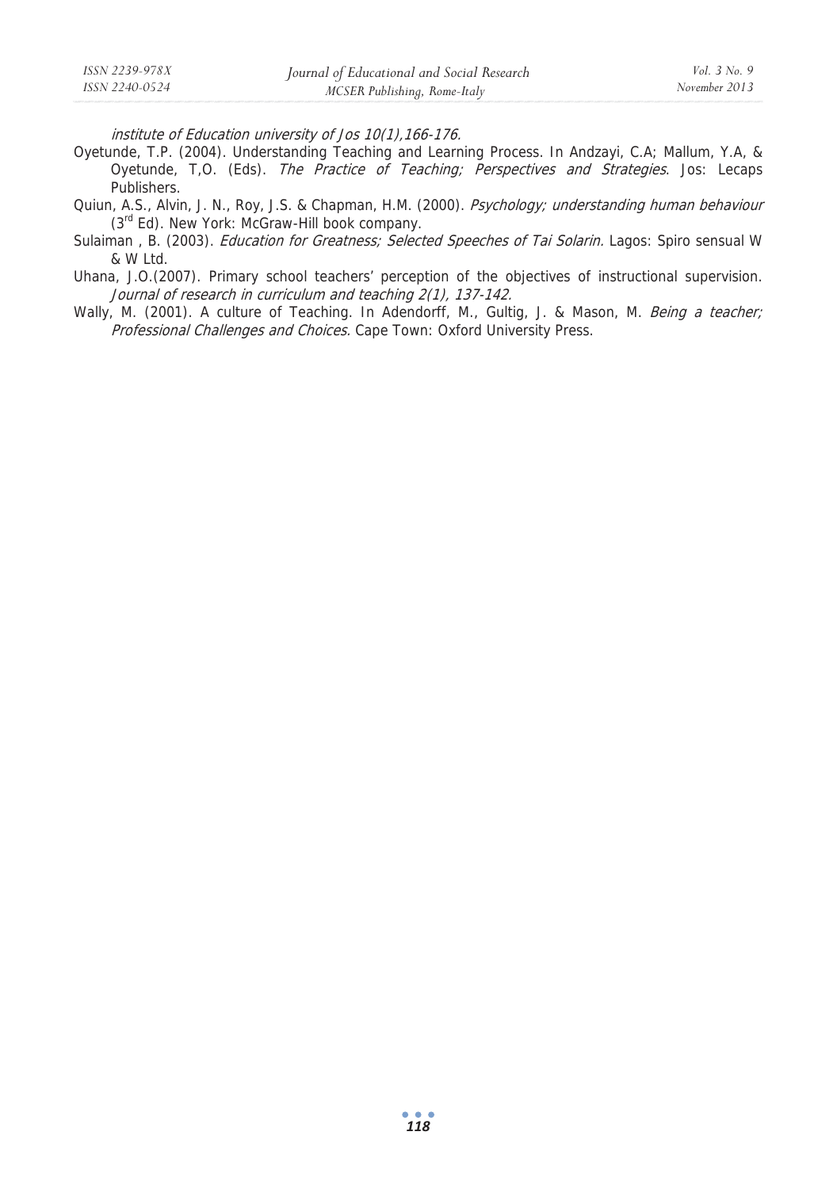*institute of Education university of Jos 10(1),166-176.*

Oyetunde, T.P. (2004). Understanding Teaching and Learning Process. In Andzayi, C.A; Mallum, Y.A, & Oyetunde, T,O. (Eds). *The Practice of Teaching; Perspectives and Strategies*. Jos: Lecaps Publishers.

Quiun, A.S., Alvin, J. N., Roy, J.S. & Chapman, H.M. (2000). *Psychology; understanding human behaviour* (3rd Ed). New York: McGraw-Hill book company.

Sulaiman , B. (2003). *Education for Greatness; Selected Speeches of Tai Solarin.* Lagos: Spiro sensual W & W Ltd.

Uhana, J.O.(2007). Primary school teachers' perception of the objectives of instructional supervision. *Journal of research in curriculum and teaching 2(1), 137-142.*

Wally, M. (2001). A culture of Teaching. In Adendorff, M., Gultig, J. & Mason, M. *Being a teacher; Professional Challenges and Choices.* Cape Town: Oxford University Press.